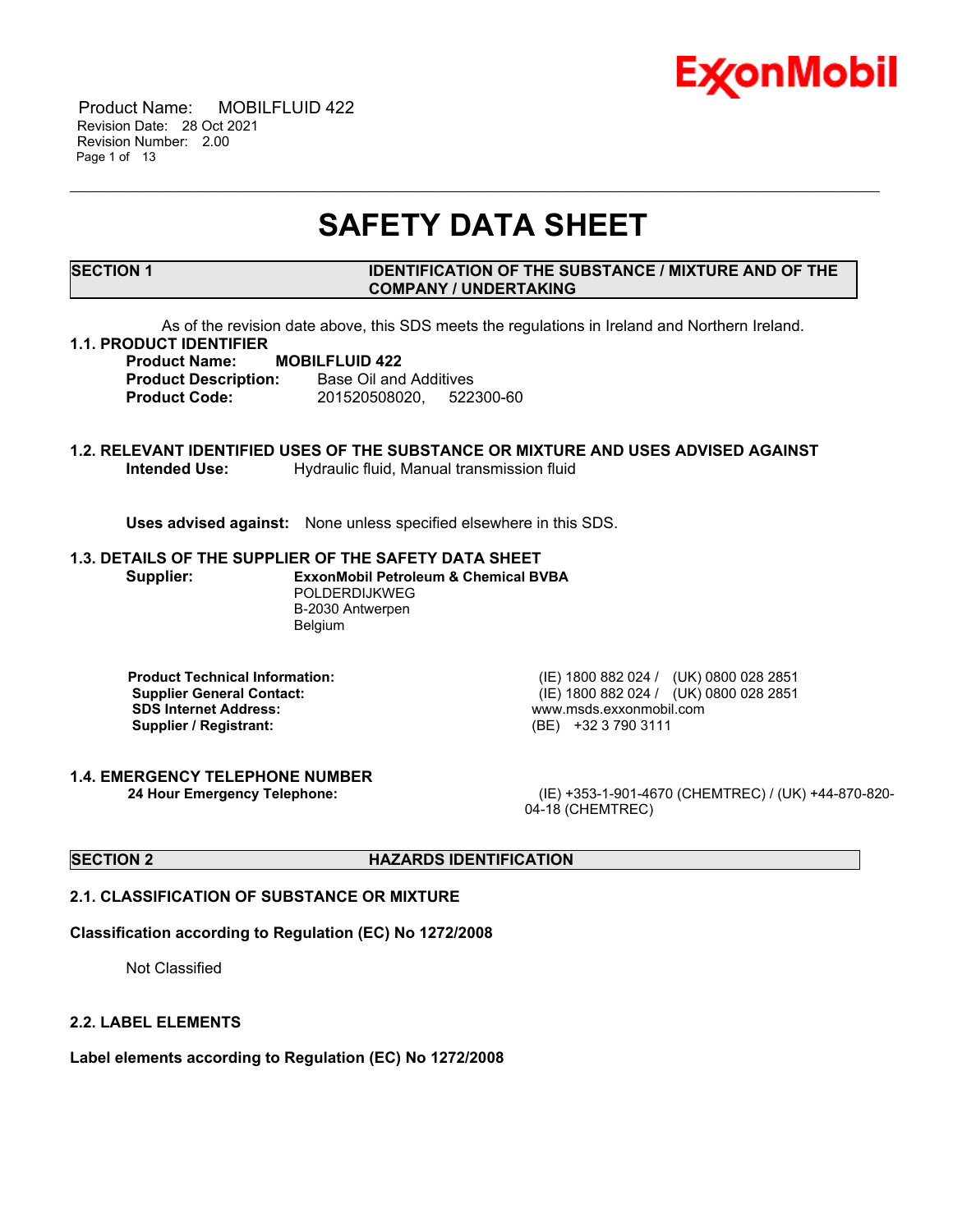# SAFETY DATA SHEET

## SECTION 1 IDENTIFICATION OF THE SUBSTANCE / MIXTURE AND OF THE COMPANY / UNDERTAKING

As of the revision date above, this SDS meets the regulations in Ireland and Northern Ireland.

### 1.1. PRODUCT IDENTIFIER

**Product Name:** **MOBILFLUID 422**
**Product Description:** Base Oil and Additives
**Product Code:** 201520508020, 522300-60

### 1.2. RELEVANT IDENTIFIED USES OF THE SUBSTANCE OR MIXTURE AND USES ADVISED AGAINST

**Intended Use:** Hydraulic fluid, Manual transmission fluid

**Uses advised against:** None unless specified elsewhere in this SDS.

### 1.3. DETAILS OF THE SUPPLIER OF THE SAFETY DATA SHEET

**Supplier:** **ExxonMobil Petroleum & Chemical BVBA**
POLDERDIJKWEG
B-2030 Antwerpen
Belgium

**Product Technical Information:** (IE) 1800 882 024 / (UK) 0800 028 2851
**Supplier General Contact:** (IE) 1800 882 024 / (UK) 0800 028 2851
**SDS Internet Address:** www.msds.exxonmobil.com
**Supplier / Registrant:** (BE) +32 3 790 3111

### 1.4. EMERGENCY TELEPHONE NUMBER

**24 Hour Emergency Telephone:** (IE) +353-1-901-4670 (CHEMTREC) / (UK) +44-870-820-04-18 (CHEMTREC)

## SECTION 2 HAZARDS IDENTIFICATION

### 2.1. CLASSIFICATION OF SUBSTANCE OR MIXTURE

**Classification according to Regulation (EC) No 1272/2008**

Not Classified

### 2.2. LABEL ELEMENTS

**Label elements according to Regulation (EC) No 1272/2008**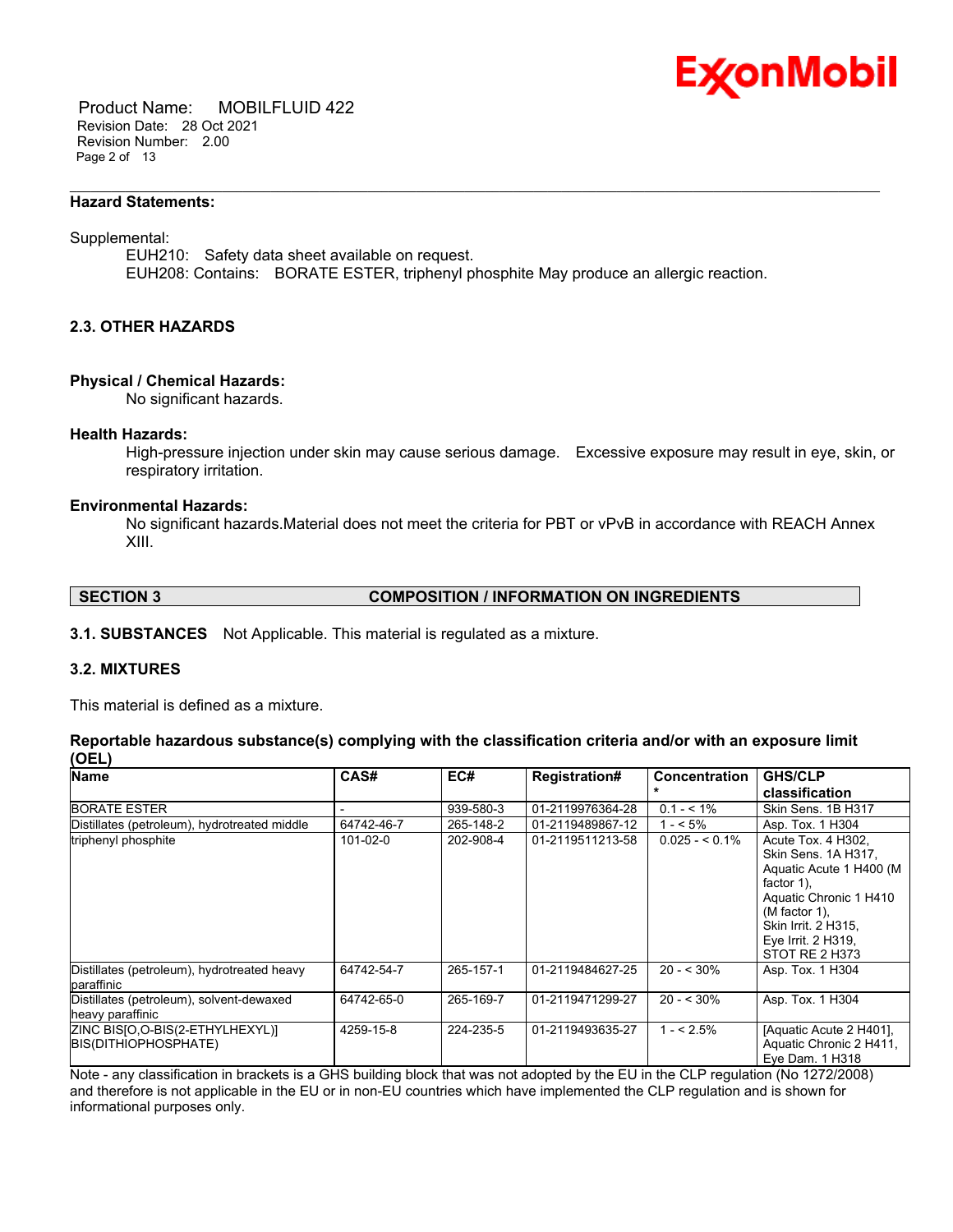**Hazard Statements:**

Supplemental:

EUH210: Safety data sheet available on request.
EUH208: Contains: BORATE ESTER, triphenyl phosphite May produce an allergic reaction.

### 2.3. OTHER HAZARDS

**Physical / Chemical Hazards:**

No significant hazards.

**Health Hazards:**

High-pressure injection under skin may cause serious damage. Excessive exposure may result in eye, skin, or respiratory irritation.

**Environmental Hazards:**

No significant hazards.Material does not meet the criteria for PBT or vPvB in accordance with REACH Annex XIII.

## SECTION 3 COMPOSITION / INFORMATION ON INGREDIENTS

**3.1. SUBSTANCES** Not Applicable. This material is regulated as a mixture.

### 3.2. MIXTURES

This material is defined as a mixture.

**Reportable hazardous substance(s) complying with the classification criteria and/or with an exposure limit (OEL)**

| Name | CAS# | EC# | Registration# | Concentration * | GHS/CLP classification |
|---|---|---|---|---|---|
| BORATE ESTER | - | 939-580-3 | 01-2119976364-28 | 0.1 - < 1% | Skin Sens. 1B H317 |
| Distillates (petroleum), hydrotreated middle | 64742-46-7 | 265-148-2 | 01-2119489867-12 | 1 - < 5% | Asp. Tox. 1 H304 |
| triphenyl phosphite | 101-02-0 | 202-908-4 | 01-2119511213-58 | 0.025 - < 0.1% | Acute Tox. 4 H302, Skin Sens. 1A H317, Aquatic Acute 1 H400 (M factor 1), Aquatic Chronic 1 H410 (M factor 1), Skin Irrit. 2 H315, Eye Irrit. 2 H319, STOT RE 2 H373 |
| Distillates (petroleum), hydrotreated heavy paraffinic | 64742-54-7 | 265-157-1 | 01-2119484627-25 | 20 - < 30% | Asp. Tox. 1 H304 |
| Distillates (petroleum), solvent-dewaxed heavy paraffinic | 64742-65-0 | 265-169-7 | 01-2119471299-27 | 20 - < 30% | Asp. Tox. 1 H304 |
| ZINC BIS[O,O-BIS(2-ETHYLHEXYL)] BIS(DITHIOPHOSPHATE) | 4259-15-8 | 224-235-5 | 01-2119493635-27 | 1 - < 2.5% | [Aquatic Acute 2 H401], Aquatic Chronic 2 H411, Eye Dam. 1 H318 |

Note - any classification in brackets is a GHS building block that was not adopted by the EU in the CLP regulation (No 1272/2008) and therefore is not applicable in the EU or in non-EU countries which have implemented the CLP regulation and is shown for informational purposes only.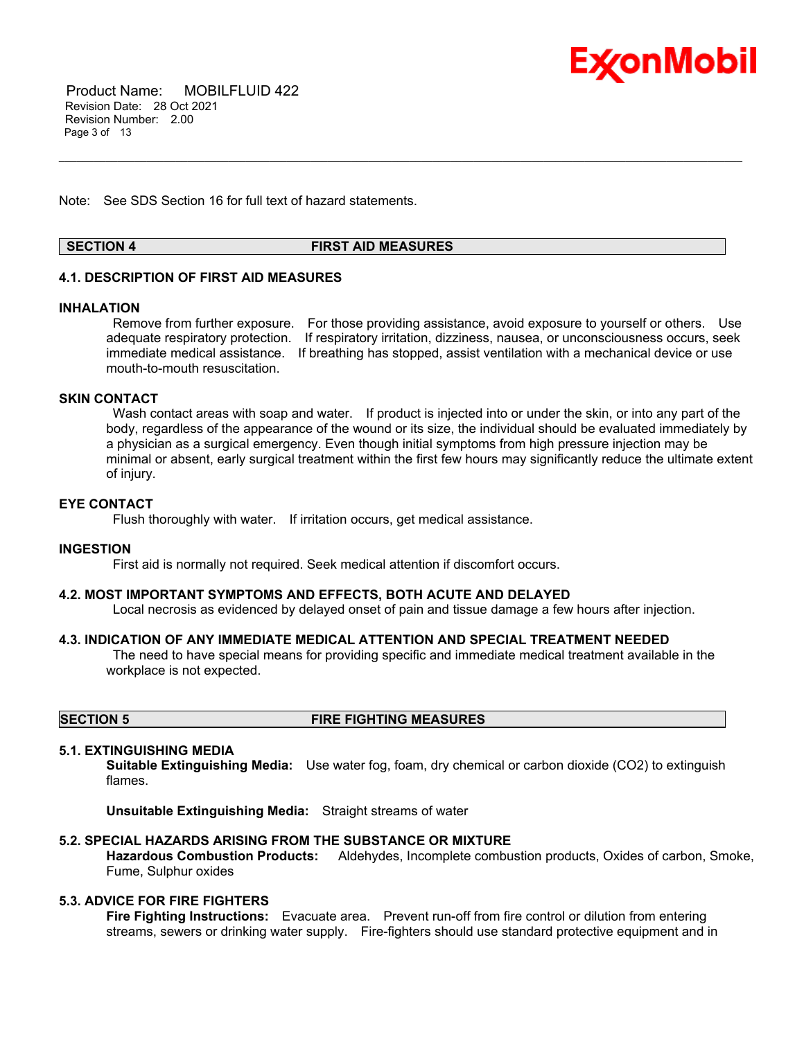Note: See SDS Section 16 for full text of hazard statements.

## SECTION 4 FIRST AID MEASURES

### 4.1. DESCRIPTION OF FIRST AID MEASURES

**INHALATION**

Remove from further exposure. For those providing assistance, avoid exposure to yourself or others. Use adequate respiratory protection. If respiratory irritation, dizziness, nausea, or unconsciousness occurs, seek immediate medical assistance. If breathing has stopped, assist ventilation with a mechanical device or use mouth-to-mouth resuscitation.

**SKIN CONTACT**

Wash contact areas with soap and water. If product is injected into or under the skin, or into any part of the body, regardless of the appearance of the wound or its size, the individual should be evaluated immediately by a physician as a surgical emergency. Even though initial symptoms from high pressure injection may be minimal or absent, early surgical treatment within the first few hours may significantly reduce the ultimate extent of injury.

**EYE CONTACT**

Flush thoroughly with water. If irritation occurs, get medical assistance.

**INGESTION**

First aid is normally not required. Seek medical attention if discomfort occurs.

### 4.2. MOST IMPORTANT SYMPTOMS AND EFFECTS, BOTH ACUTE AND DELAYED

Local necrosis as evidenced by delayed onset of pain and tissue damage a few hours after injection.

### 4.3. INDICATION OF ANY IMMEDIATE MEDICAL ATTENTION AND SPECIAL TREATMENT NEEDED

The need to have special means for providing specific and immediate medical treatment available in the workplace is not expected.

## SECTION 5 FIRE FIGHTING MEASURES

### 5.1. EXTINGUISHING MEDIA

**Suitable Extinguishing Media:** Use water fog, foam, dry chemical or carbon dioxide ($CO_2$) to extinguish flames.

**Unsuitable Extinguishing Media:** Straight streams of water

### 5.2. SPECIAL HAZARDS ARISING FROM THE SUBSTANCE OR MIXTURE

**Hazardous Combustion Products:** Aldehydes, Incomplete combustion products, Oxides of carbon, Smoke, Fume, Sulphur oxides

### 5.3. ADVICE FOR FIRE FIGHTERS

**Fire Fighting Instructions:** Evacuate area. Prevent run-off from fire control or dilution from entering streams, sewers or drinking water supply. Fire-fighters should use standard protective equipment and in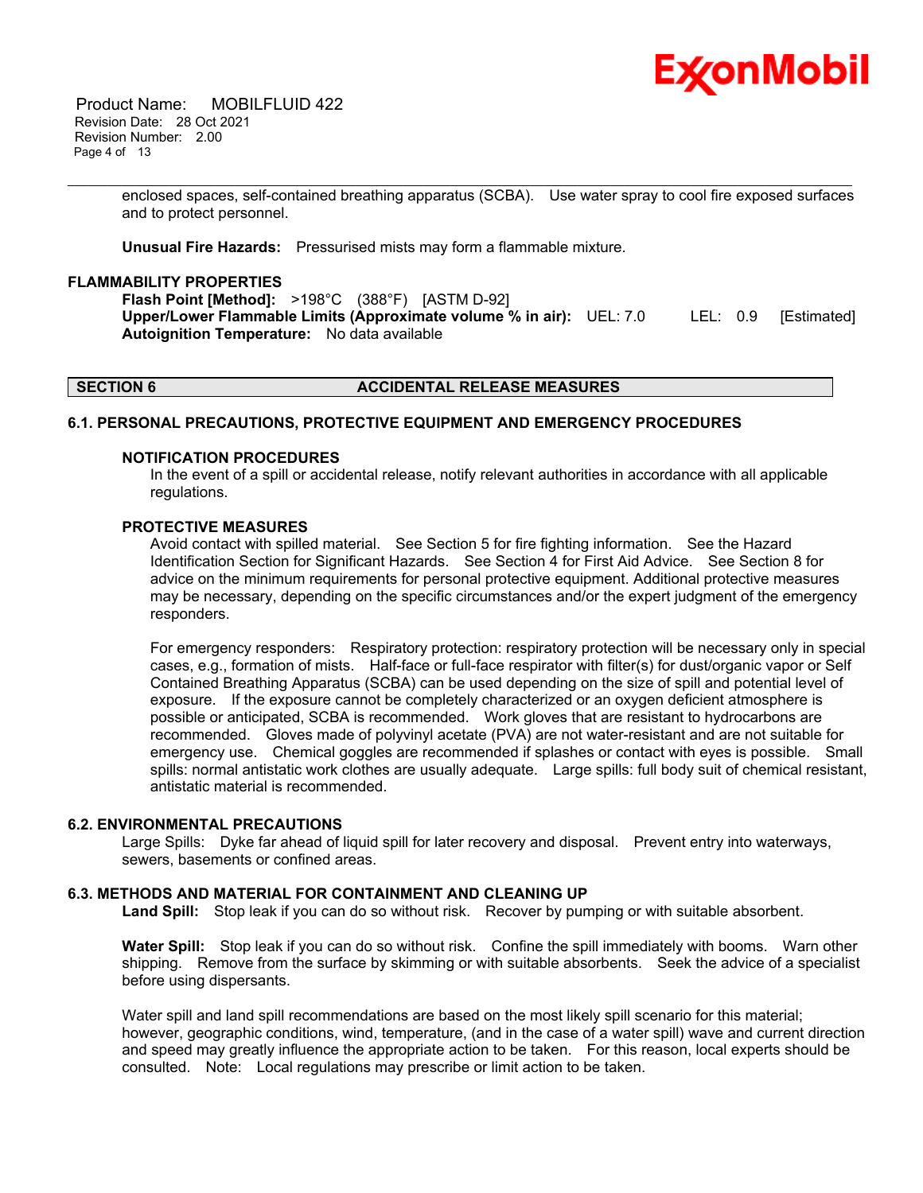enclosed spaces, self-contained breathing apparatus (SCBA). Use water spray to cool fire exposed surfaces and to protect personnel.

**Unusual Fire Hazards:** Pressurised mists may form a flammable mixture.

### FLAMMABILITY PROPERTIES

**Flash Point [Method]:** >198°C (388°F) [ASTM D-92]
**Upper/Lower Flammable Limits (Approximate volume % in air):** UEL: 7.0 LEL: 0.9 [Estimated]
**Autoignition Temperature:** No data available

## SECTION 6 ACCIDENTAL RELEASE MEASURES

### 6.1. PERSONAL PRECAUTIONS, PROTECTIVE EQUIPMENT AND EMERGENCY PROCEDURES

#### NOTIFICATION PROCEDURES

In the event of a spill or accidental release, notify relevant authorities in accordance with all applicable regulations.

#### PROTECTIVE MEASURES

Avoid contact with spilled material. See Section 5 for fire fighting information. See the Hazard Identification Section for Significant Hazards. See Section 4 for First Aid Advice. See Section 8 for advice on the minimum requirements for personal protective equipment. Additional protective measures may be necessary, depending on the specific circumstances and/or the expert judgment of the emergency responders.

For emergency responders: Respiratory protection: respiratory protection will be necessary only in special cases, e.g., formation of mists. Half-face or full-face respirator with filter(s) for dust/organic vapor or Self Contained Breathing Apparatus (SCBA) can be used depending on the size of spill and potential level of exposure. If the exposure cannot be completely characterized or an oxygen deficient atmosphere is possible or anticipated, SCBA is recommended. Work gloves that are resistant to hydrocarbons are recommended. Gloves made of polyvinyl acetate (PVA) are not water-resistant and are not suitable for emergency use. Chemical goggles are recommended if splashes or contact with eyes is possible. Small spills: normal antistatic work clothes are usually adequate. Large spills: full body suit of chemical resistant, antistatic material is recommended.

### 6.2. ENVIRONMENTAL PRECAUTIONS

Large Spills: Dyke far ahead of liquid spill for later recovery and disposal. Prevent entry into waterways, sewers, basements or confined areas.

### 6.3. METHODS AND MATERIAL FOR CONTAINMENT AND CLEANING UP

**Land Spill:** Stop leak if you can do so without risk. Recover by pumping or with suitable absorbent.

**Water Spill:** Stop leak if you can do so without risk. Confine the spill immediately with booms. Warn other shipping. Remove from the surface by skimming or with suitable absorbents. Seek the advice of a specialist before using dispersants.

Water spill and land spill recommendations are based on the most likely spill scenario for this material; however, geographic conditions, wind, temperature, (and in the case of a water spill) wave and current direction and speed may greatly influence the appropriate action to be taken. For this reason, local experts should be consulted. Note: Local regulations may prescribe or limit action to be taken.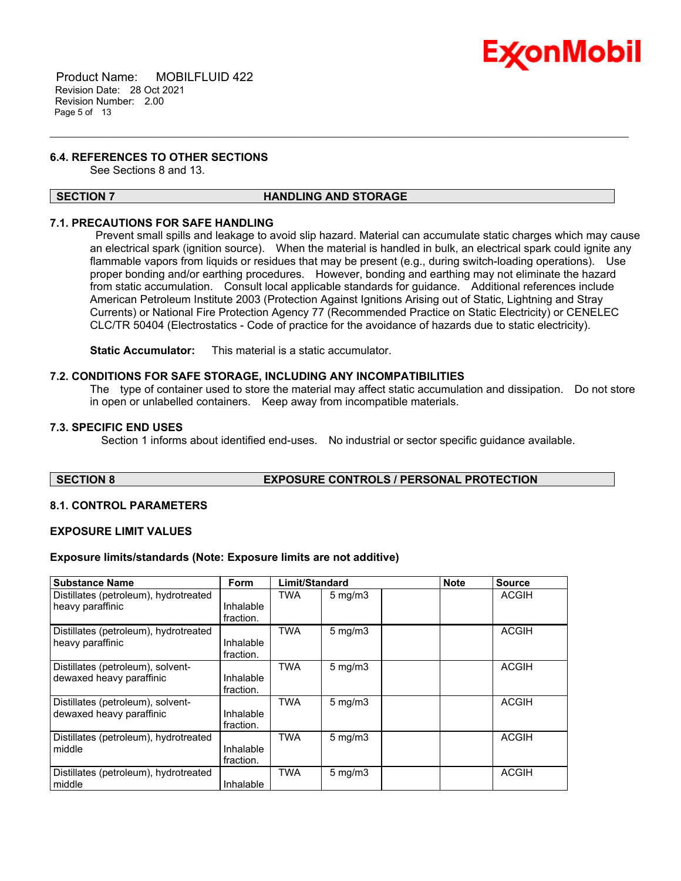### 6.4. REFERENCES TO OTHER SECTIONS

See Sections 8 and 13.

## SECTION 7 HANDLING AND STORAGE

### 7.1. PRECAUTIONS FOR SAFE HANDLING

Prevent small spills and leakage to avoid slip hazard. Material can accumulate static charges which may cause an electrical spark (ignition source). When the material is handled in bulk, an electrical spark could ignite any flammable vapors from liquids or residues that may be present (e.g., during switch-loading operations). Use proper bonding and/or earthing procedures. However, bonding and earthing may not eliminate the hazard from static accumulation. Consult local applicable standards for guidance. Additional references include American Petroleum Institute 2003 (Protection Against Ignitions Arising out of Static, Lightning and Stray Currents) or National Fire Protection Agency 77 (Recommended Practice on Static Electricity) or CENELEC CLC/TR 50404 (Electrostatics - Code of practice for the avoidance of hazards due to static electricity).

**Static Accumulator:** This material is a static accumulator.

### 7.2. CONDITIONS FOR SAFE STORAGE, INCLUDING ANY INCOMPATIBILITIES

The type of container used to store the material may affect static accumulation and dissipation. Do not store in open or unlabelled containers. Keep away from incompatible materials.

### 7.3. SPECIFIC END USES

Section 1 informs about identified end-uses. No industrial or sector specific guidance available.

## SECTION 8 EXPOSURE CONTROLS / PERSONAL PROTECTION

### 8.1. CONTROL PARAMETERS

**EXPOSURE LIMIT VALUES**

**Exposure limits/standards (Note: Exposure limits are not additive)**

| Substance Name | Form | Limit/Standard | | | Note | Source |
|---|---|---|---|---|---|---|
| Distillates (petroleum), hydrotreated heavy paraffinic | Inhalable fraction. | TWA | 5 mg/m3 | | | ACGIH |
| Distillates (petroleum), hydrotreated heavy paraffinic | Inhalable fraction. | TWA | 5 mg/m3 | | | ACGIH |
| Distillates (petroleum), solvent-dewaxed heavy paraffinic | Inhalable fraction. | TWA | 5 mg/m3 | | | ACGIH |
| Distillates (petroleum), solvent-dewaxed heavy paraffinic | Inhalable fraction. | TWA | 5 mg/m3 | | | ACGIH |
| Distillates (petroleum), hydrotreated middle | Inhalable fraction. | TWA | 5 mg/m3 | | | ACGIH |
| Distillates (petroleum), hydrotreated middle | Inhalable | TWA | 5 mg/m3 | | | ACGIH |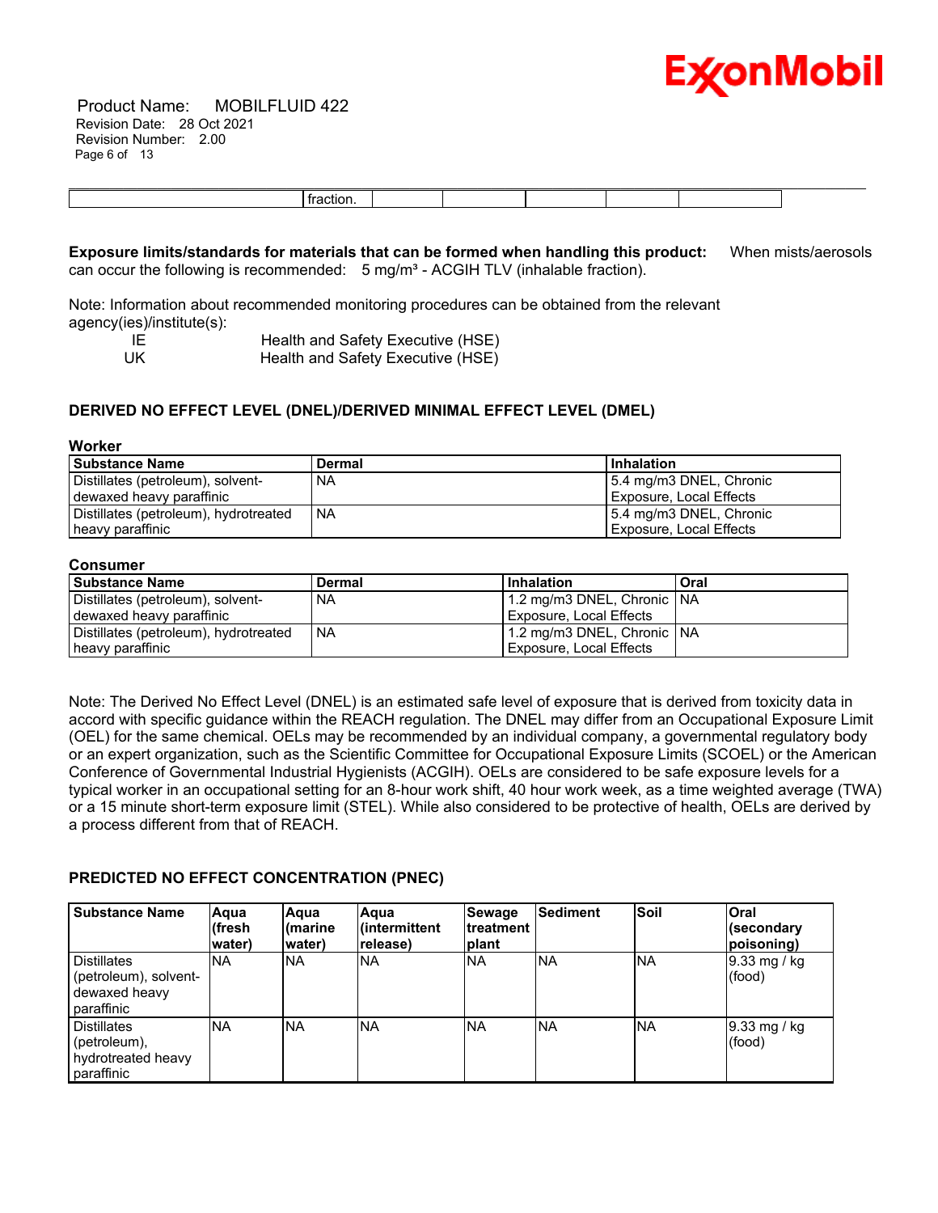| | fraction. | | | | | |
|---|---|---|---|---|---|---|

**Exposure limits/standards for materials that can be formed when handling this product:** When mists/aerosols can occur the following is recommended: 5 mg/m³ - ACGIH TLV (inhalable fraction).

Note: Information about recommended monitoring procedures can be obtained from the relevant agency(ies)/institute(s):

| | |
|---|---|
| IE | Health and Safety Executive (HSE) |
| UK | Health and Safety Executive (HSE) |

### DERIVED NO EFFECT LEVEL (DNEL)/DERIVED MINIMAL EFFECT LEVEL (DMEL)

**Worker**

| Substance Name | Dermal | Inhalation |
|---|---|---|
| Distillates (petroleum), solvent-dewaxed heavy paraffinic | NA | 5.4 mg/m3 DNEL, Chronic Exposure, Local Effects |
| Distillates (petroleum), hydrotreated heavy paraffinic | NA | 5.4 mg/m3 DNEL, Chronic Exposure, Local Effects |

**Consumer**

| Substance Name | Dermal | Inhalation | Oral |
|---|---|---|---|
| Distillates (petroleum), solvent-dewaxed heavy paraffinic | NA | 1.2 mg/m3 DNEL, Chronic Exposure, Local Effects | NA |
| Distillates (petroleum), hydrotreated heavy paraffinic | NA | 1.2 mg/m3 DNEL, Chronic Exposure, Local Effects | NA |

Note: The Derived No Effect Level (DNEL) is an estimated safe level of exposure that is derived from toxicity data in accord with specific guidance within the REACH regulation. The DNEL may differ from an Occupational Exposure Limit (OEL) for the same chemical. OELs may be recommended by an individual company, a governmental regulatory body or an expert organization, such as the Scientific Committee for Occupational Exposure Limits (SCOEL) or the American Conference of Governmental Industrial Hygienists (ACGIH). OELs are considered to be safe exposure levels for a typical worker in an occupational setting for an 8-hour work shift, 40 hour work week, as a time weighted average (TWA) or a 15 minute short-term exposure limit (STEL). While also considered to be protective of health, OELs are derived by a process different from that of REACH.

### PREDICTED NO EFFECT CONCENTRATION (PNEC)

| Substance Name | Aqua (fresh water) | Aqua (marine water) | Aqua (intermittent release) | Sewage treatment plant | Sediment | Soil | Oral (secondary poisoning) |
|---|---|---|---|---|---|---|---|
| Distillates (petroleum), solvent-dewaxed heavy paraffinic | NA | NA | NA | NA | NA | NA | 9.33 mg / kg (food) |
| Distillates (petroleum), hydrotreated heavy paraffinic | NA | NA | NA | NA | NA | NA | 9.33 mg / kg (food) |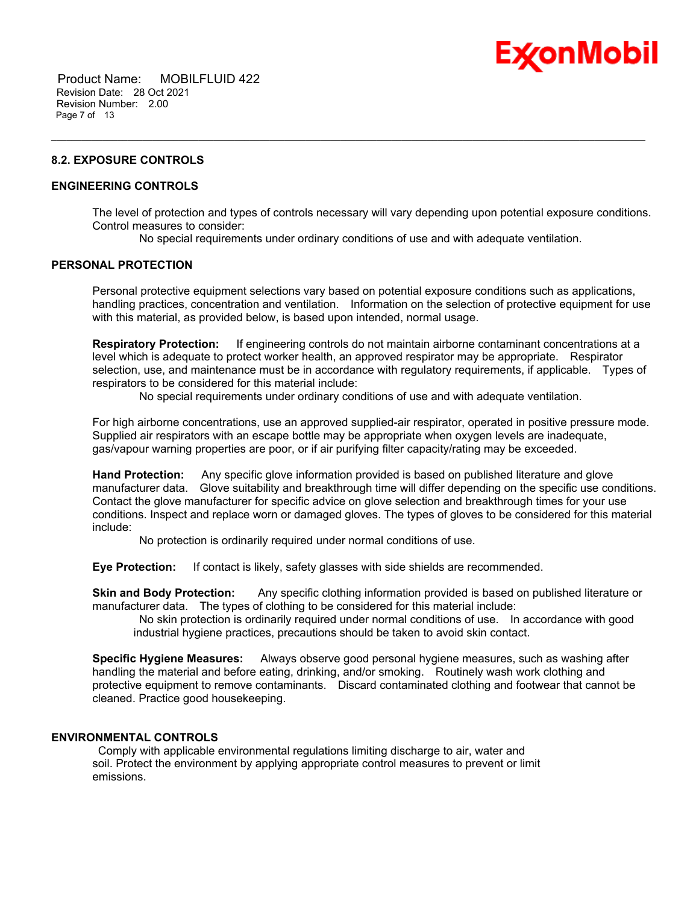### 8.2. EXPOSURE CONTROLS

#### ENGINEERING CONTROLS

The level of protection and types of controls necessary will vary depending upon potential exposure conditions. Control measures to consider:

No special requirements under ordinary conditions of use and with adequate ventilation.

#### PERSONAL PROTECTION

Personal protective equipment selections vary based on potential exposure conditions such as applications, handling practices, concentration and ventilation. Information on the selection of protective equipment for use with this material, as provided below, is based upon intended, normal usage.

**Respiratory Protection:** If engineering controls do not maintain airborne contaminant concentrations at a level which is adequate to protect worker health, an approved respirator may be appropriate. Respirator selection, use, and maintenance must be in accordance with regulatory requirements, if applicable. Types of respirators to be considered for this material include:

No special requirements under ordinary conditions of use and with adequate ventilation.

For high airborne concentrations, use an approved supplied-air respirator, operated in positive pressure mode. Supplied air respirators with an escape bottle may be appropriate when oxygen levels are inadequate, gas/vapour warning properties are poor, or if air purifying filter capacity/rating may be exceeded.

**Hand Protection:** Any specific glove information provided is based on published literature and glove manufacturer data. Glove suitability and breakthrough time will differ depending on the specific use conditions. Contact the glove manufacturer for specific advice on glove selection and breakthrough times for your use conditions. Inspect and replace worn or damaged gloves. The types of gloves to be considered for this material include:

No protection is ordinarily required under normal conditions of use.

**Eye Protection:** If contact is likely, safety glasses with side shields are recommended.

**Skin and Body Protection:** Any specific clothing information provided is based on published literature or manufacturer data. The types of clothing to be considered for this material include:

No skin protection is ordinarily required under normal conditions of use. In accordance with good industrial hygiene practices, precautions should be taken to avoid skin contact.

**Specific Hygiene Measures:** Always observe good personal hygiene measures, such as washing after handling the material and before eating, drinking, and/or smoking. Routinely wash work clothing and protective equipment to remove contaminants. Discard contaminated clothing and footwear that cannot be cleaned. Practice good housekeeping.

#### ENVIRONMENTAL CONTROLS

Comply with applicable environmental regulations limiting discharge to air, water and soil. Protect the environment by applying appropriate control measures to prevent or limit emissions.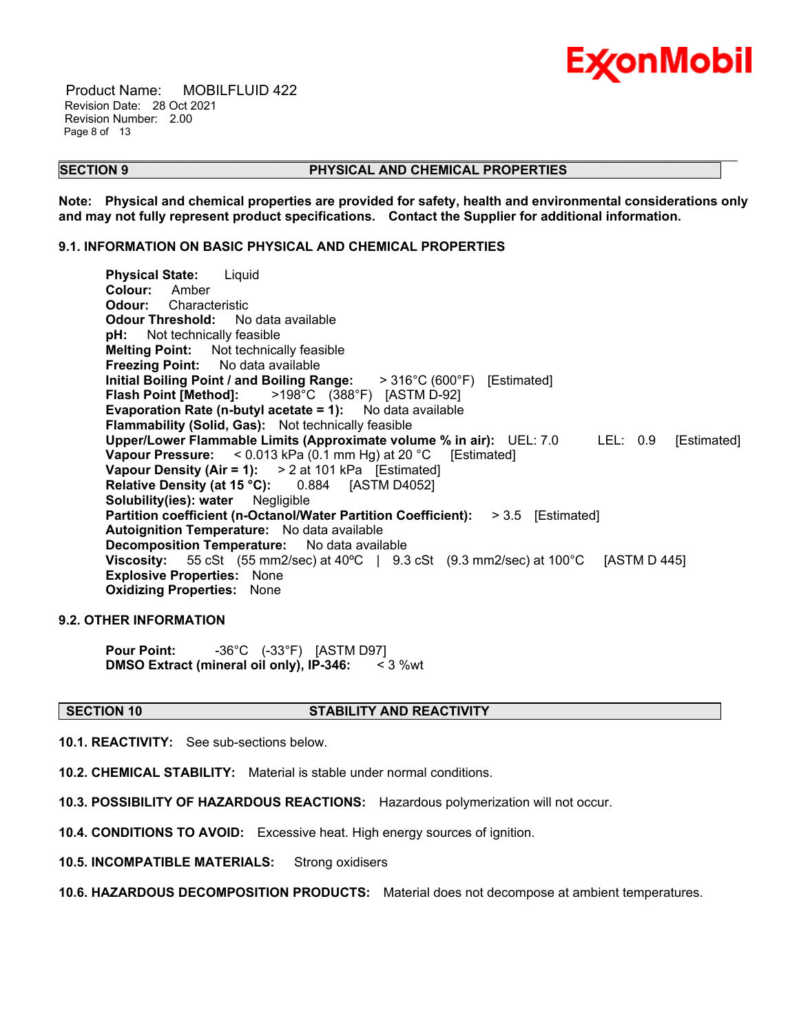## SECTION 9 PHYSICAL AND CHEMICAL PROPERTIES

**Note: Physical and chemical properties are provided for safety, health and environmental considerations only and may not fully represent product specifications. Contact the Supplier for additional information.**

### 9.1. INFORMATION ON BASIC PHYSICAL AND CHEMICAL PROPERTIES

**Physical State:** Liquid
**Colour:** Amber
**Odour:** Characteristic
**Odour Threshold:** No data available
**pH:** Not technically feasible
**Melting Point:** Not technically feasible
**Freezing Point:** No data available
**Initial Boiling Point / and Boiling Range:** > 316°C (600°F) [Estimated]
**Flash Point [Method]:** >198°C (388°F) [ASTM D-92]
**Evaporation Rate (n-butyl acetate = 1):** No data available
**Flammability (Solid, Gas):** Not technically feasible
**Upper/Lower Flammable Limits (Approximate volume % in air):** UEL: 7.0 LEL: 0.9 [Estimated]
**Vapour Pressure:** < 0.013 kPa (0.1 mm Hg) at 20 °C [Estimated]
**Vapour Density (Air = 1):** > 2 at 101 kPa [Estimated]
**Relative Density (at 15 °C):** 0.884 [ASTM D4052]
**Solubility(ies): water** Negligible
**Partition coefficient (n-Octanol/Water Partition Coefficient):** > 3.5 [Estimated]
**Autoignition Temperature:** No data available
**Decomposition Temperature:** No data available
**Viscosity:** 55 cSt (55 mm2/sec) at 40ºC | 9.3 cSt (9.3 mm2/sec) at 100°C [ASTM D 445]
**Explosive Properties:** None
**Oxidizing Properties:** None

### 9.2. OTHER INFORMATION

**Pour Point:** -36°C (-33°F) [ASTM D97]
**DMSO Extract (mineral oil only), IP-346:** < 3 %wt

## SECTION 10 STABILITY AND REACTIVITY

**10.1. REACTIVITY:** See sub-sections below.

**10.2. CHEMICAL STABILITY:** Material is stable under normal conditions.

**10.3. POSSIBILITY OF HAZARDOUS REACTIONS:** Hazardous polymerization will not occur.

**10.4. CONDITIONS TO AVOID:** Excessive heat. High energy sources of ignition.

**10.5. INCOMPATIBLE MATERIALS:** Strong oxidisers

**10.6. HAZARDOUS DECOMPOSITION PRODUCTS:** Material does not decompose at ambient temperatures.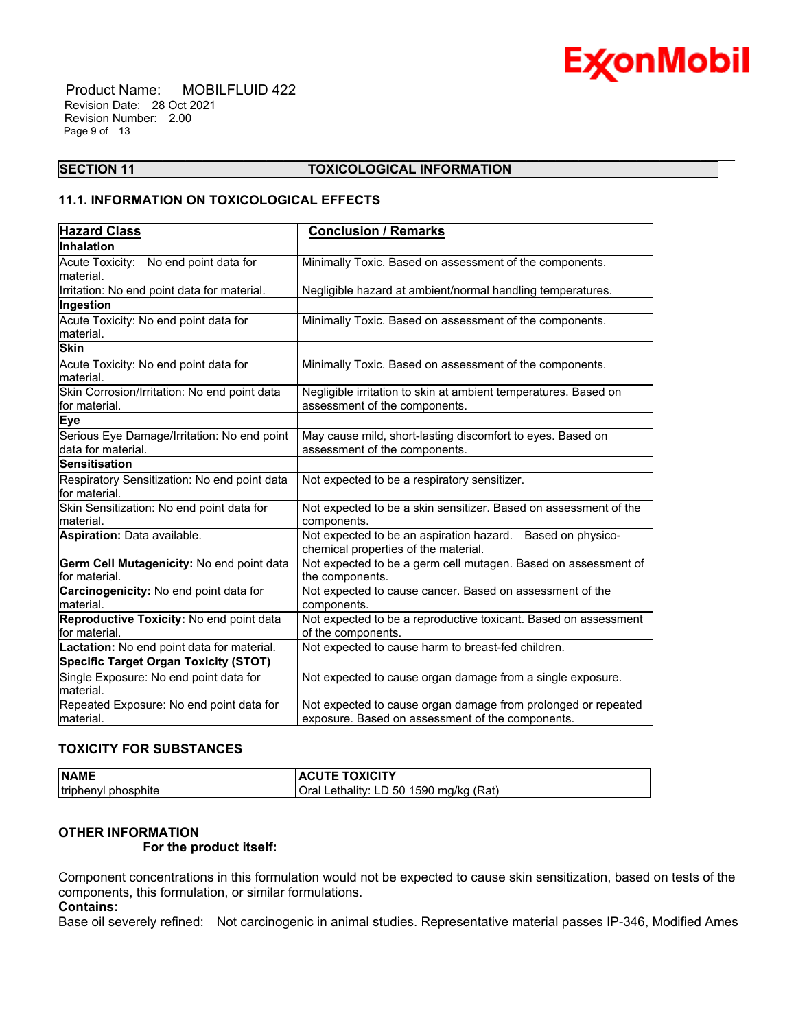## SECTION 11 TOXICOLOGICAL INFORMATION

### 11.1. INFORMATION ON TOXICOLOGICAL EFFECTS

| Hazard Class | Conclusion / Remarks |
|---|---|
| **Inhalation** | |
| Acute Toxicity: No end point data for material. | Minimally Toxic. Based on assessment of the components. |
| Irritation: No end point data for material. | Negligible hazard at ambient/normal handling temperatures. |
| **Ingestion** | |
| Acute Toxicity: No end point data for material. | Minimally Toxic. Based on assessment of the components. |
| **Skin** | |
| Acute Toxicity: No end point data for material. | Minimally Toxic. Based on assessment of the components. |
| Skin Corrosion/Irritation: No end point data for material. | Negligible irritation to skin at ambient temperatures. Based on assessment of the components. |
| **Eye** | |
| Serious Eye Damage/Irritation: No end point data for material. | May cause mild, short-lasting discomfort to eyes. Based on assessment of the components. |
| **Sensitisation** | |
| Respiratory Sensitization: No end point data for material. | Not expected to be a respiratory sensitizer. |
| Skin Sensitization: No end point data for material. | Not expected to be a skin sensitizer. Based on assessment of the components. |
| **Aspiration:** Data available. | Not expected to be an aspiration hazard. Based on physico-chemical properties of the material. |
| **Germ Cell Mutagenicity:** No end point data for material. | Not expected to be a germ cell mutagen. Based on assessment of the components. |
| **Carcinogenicity:** No end point data for material. | Not expected to cause cancer. Based on assessment of the components. |
| **Reproductive Toxicity:** No end point data for material. | Not expected to be a reproductive toxicant. Based on assessment of the components. |
| **Lactation:** No end point data for material. | Not expected to cause harm to breast-fed children. |
| **Specific Target Organ Toxicity (STOT)** | |
| Single Exposure: No end point data for material. | Not expected to cause organ damage from a single exposure. |
| Repeated Exposure: No end point data for material. | Not expected to cause organ damage from prolonged or repeated exposure. Based on assessment of the components. |

### TOXICITY FOR SUBSTANCES

| NAME | ACUTE TOXICITY |
|---|---|
| triphenyl phosphite | Oral Lethality: LD 50 1590 mg/kg (Rat) |

### OTHER INFORMATION

**For the product itself:**

Component concentrations in this formulation would not be expected to cause skin sensitization, based on tests of the components, this formulation, or similar formulations.

**Contains:**

Base oil severely refined: Not carcinogenic in animal studies. Representative material passes IP-346, Modified Ames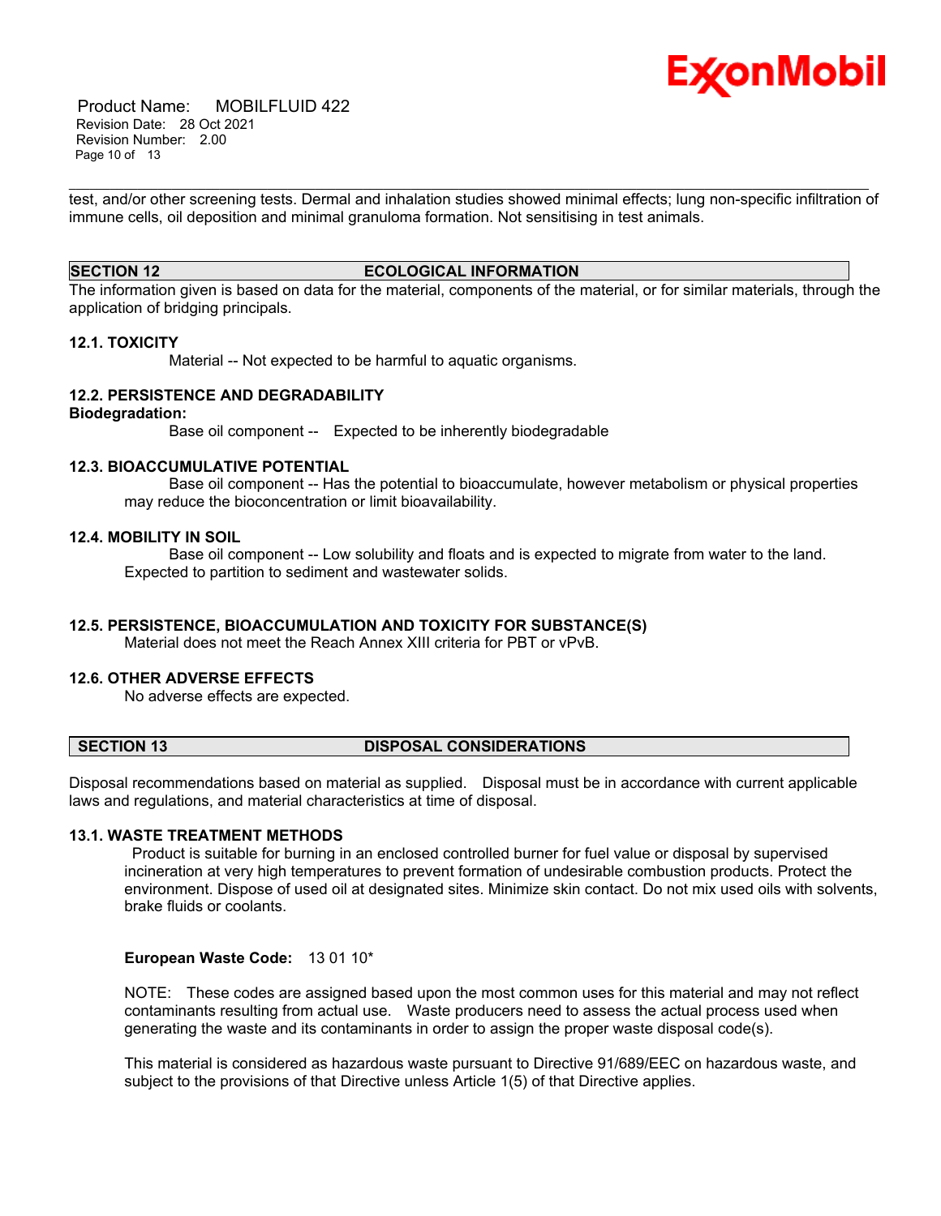test, and/or other screening tests. Dermal and inhalation studies showed minimal effects; lung non-specific infiltration of immune cells, oil deposition and minimal granuloma formation. Not sensitising in test animals.

## SECTION 12 ECOLOGICAL INFORMATION

The information given is based on data for the material, components of the material, or for similar materials, through the application of bridging principals.

### 12.1. TOXICITY

Material -- Not expected to be harmful to aquatic organisms.

### 12.2. PERSISTENCE AND DEGRADABILITY

**Biodegradation:**

Base oil component -- Expected to be inherently biodegradable

### 12.3. BIOACCUMULATIVE POTENTIAL

Base oil component -- Has the potential to bioaccumulate, however metabolism or physical properties may reduce the bioconcentration or limit bioavailability.

### 12.4. MOBILITY IN SOIL

Base oil component -- Low solubility and floats and is expected to migrate from water to the land. Expected to partition to sediment and wastewater solids.

### 12.5. PERSISTENCE, BIOACCUMULATION AND TOXICITY FOR SUBSTANCE(S)

Material does not meet the Reach Annex XIII criteria for PBT or vPvB.

### 12.6. OTHER ADVERSE EFFECTS

No adverse effects are expected.

## SECTION 13 DISPOSAL CONSIDERATIONS

Disposal recommendations based on material as supplied. Disposal must be in accordance with current applicable laws and regulations, and material characteristics at time of disposal.

### 13.1. WASTE TREATMENT METHODS

Product is suitable for burning in an enclosed controlled burner for fuel value or disposal by supervised incineration at very high temperatures to prevent formation of undesirable combustion products. Protect the environment. Dispose of used oil at designated sites. Minimize skin contact. Do not mix used oils with solvents, brake fluids or coolants.

**European Waste Code:** 13 01 10*

NOTE: These codes are assigned based upon the most common uses for this material and may not reflect contaminants resulting from actual use. Waste producers need to assess the actual process used when generating the waste and its contaminants in order to assign the proper waste disposal code(s).

This material is considered as hazardous waste pursuant to Directive 91/689/EEC on hazardous waste, and subject to the provisions of that Directive unless Article 1(5) of that Directive applies.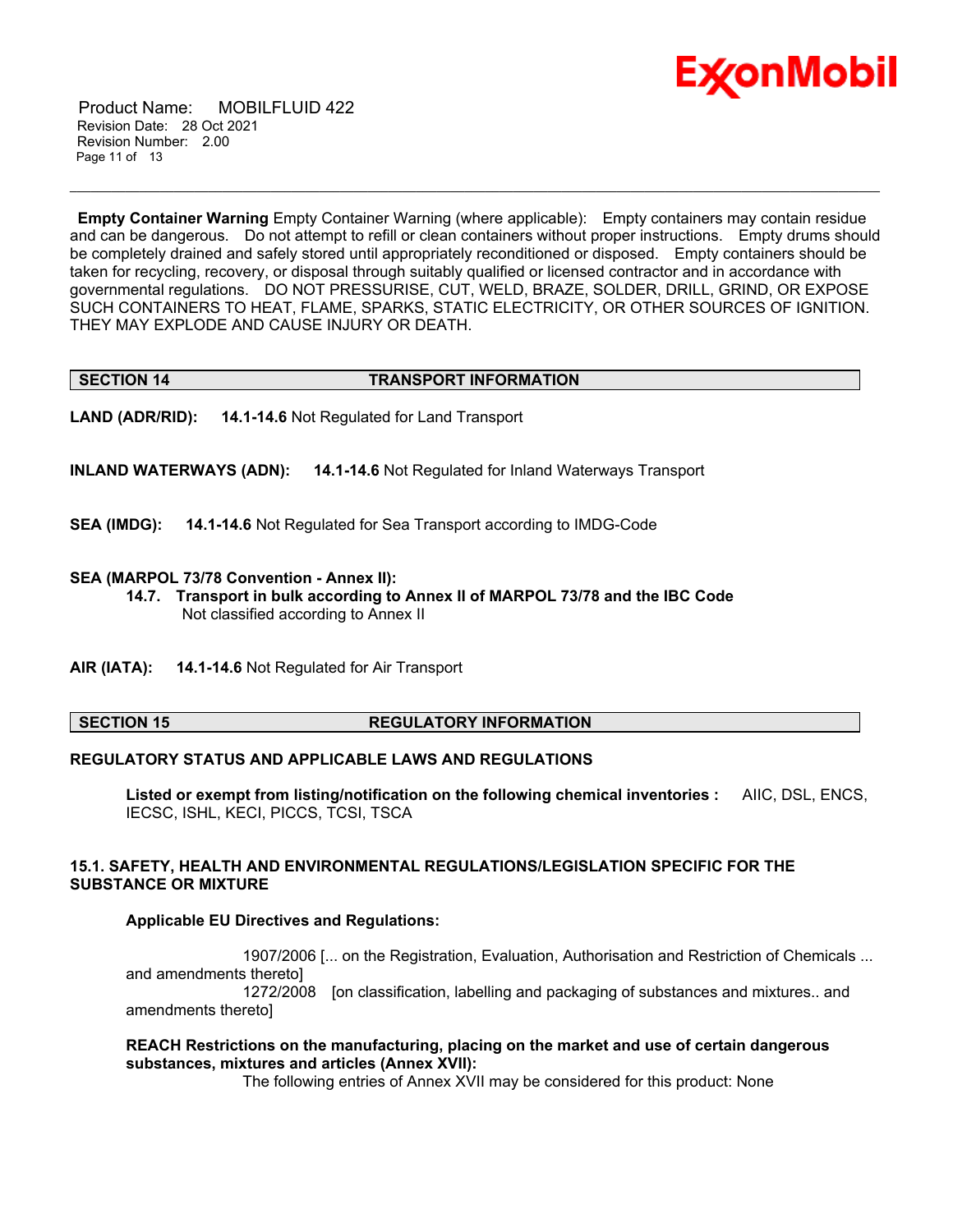**Empty Container Warning** Empty Container Warning (where applicable): Empty containers may contain residue and can be dangerous. Do not attempt to refill or clean containers without proper instructions. Empty drums should be completely drained and safely stored until appropriately reconditioned or disposed. Empty containers should be taken for recycling, recovery, or disposal through suitably qualified or licensed contractor and in accordance with governmental regulations. DO NOT PRESSURISE, CUT, WELD, BRAZE, SOLDER, DRILL, GRIND, OR EXPOSE SUCH CONTAINERS TO HEAT, FLAME, SPARKS, STATIC ELECTRICITY, OR OTHER SOURCES OF IGNITION. THEY MAY EXPLODE AND CAUSE INJURY OR DEATH.

## SECTION 14 TRANSPORT INFORMATION

**LAND (ADR/RID):** **14.1-14.6** Not Regulated for Land Transport

**INLAND WATERWAYS (ADN):** **14.1-14.6** Not Regulated for Inland Waterways Transport

**SEA (IMDG):** **14.1-14.6** Not Regulated for Sea Transport according to IMDG-Code

**SEA (MARPOL 73/78 Convention - Annex II):**

**14.7. Transport in bulk according to Annex II of MARPOL 73/78 and the IBC Code**
Not classified according to Annex II

**AIR (IATA):** **14.1-14.6** Not Regulated for Air Transport

## SECTION 15 REGULATORY INFORMATION

**REGULATORY STATUS AND APPLICABLE LAWS AND REGULATIONS**

**Listed or exempt from listing/notification on the following chemical inventories :** AIIC, DSL, ENCS, IECSC, ISHL, KECI, PICCS, TCSI, TSCA

**15.1. SAFETY, HEALTH AND ENVIRONMENTAL REGULATIONS/LEGISLATION SPECIFIC FOR THE SUBSTANCE OR MIXTURE**

**Applicable EU Directives and Regulations:**

1907/2006 [... on the Registration, Evaluation, Authorisation and Restriction of Chemicals ... and amendments thereto]
1272/2008 [on classification, labelling and packaging of substances and mixtures.. and amendments thereto]

**REACH Restrictions on the manufacturing, placing on the market and use of certain dangerous substances, mixtures and articles (Annex XVII):**
The following entries of Annex XVII may be considered for this product: None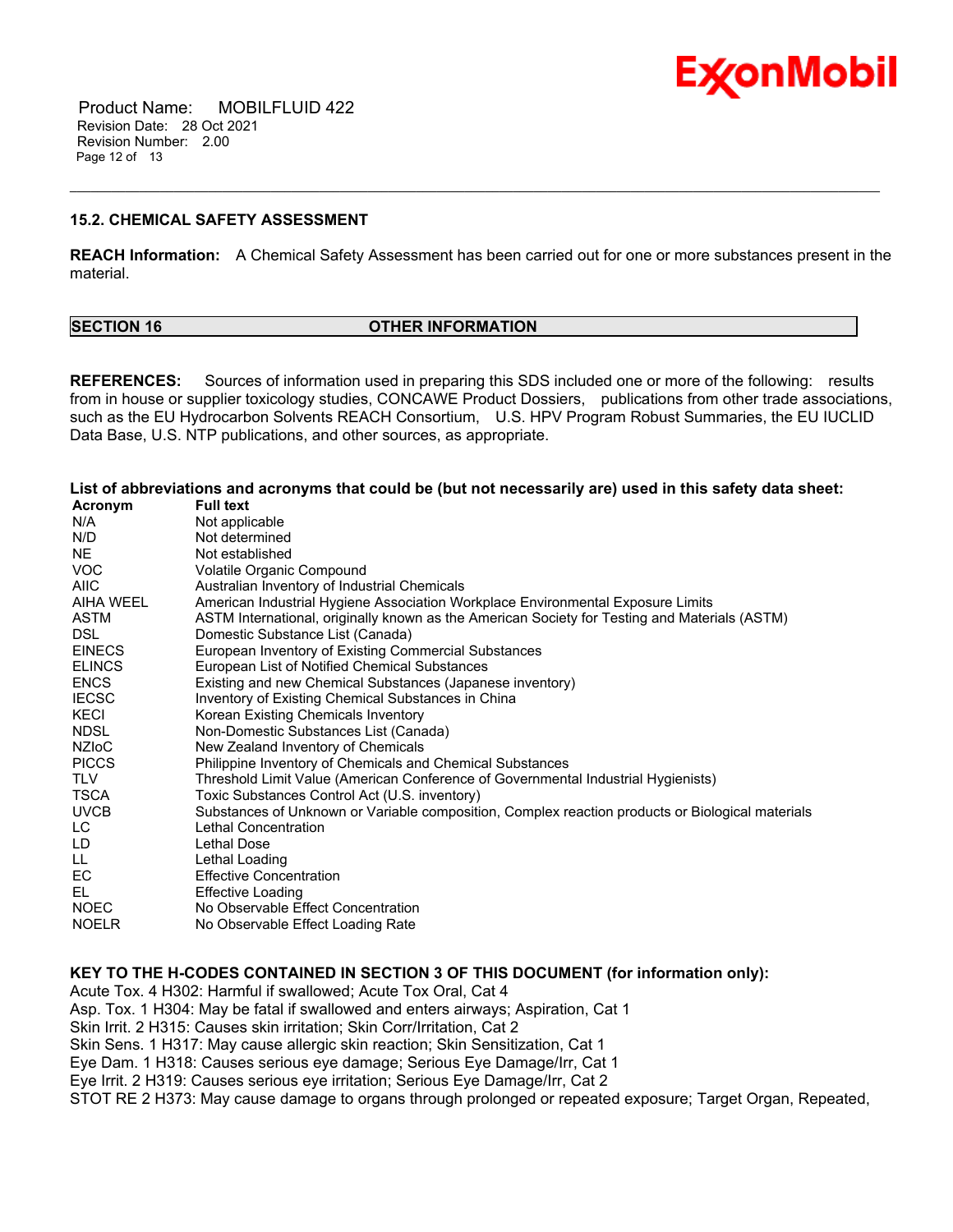### 15.2. CHEMICAL SAFETY ASSESSMENT

**REACH Information:** A Chemical Safety Assessment has been carried out for one or more substances present in the material.

## SECTION 16 OTHER INFORMATION

**REFERENCES:** Sources of information used in preparing this SDS included one or more of the following: results from in house or supplier toxicology studies, CONCAWE Product Dossiers, publications from other trade associations, such as the EU Hydrocarbon Solvents REACH Consortium, U.S. HPV Program Robust Summaries, the EU IUCLID Data Base, U.S. NTP publications, and other sources, as appropriate.

**List of abbreviations and acronyms that could be (but not necessarily are) used in this safety data sheet:**

| Acronym | Full text |
|---|---|
| N/A | Not applicable |
| N/D | Not determined |
| NE | Not established |
| VOC | Volatile Organic Compound |
| AIIC | Australian Inventory of Industrial Chemicals |
| AIHA WEEL | American Industrial Hygiene Association Workplace Environmental Exposure Limits |
| ASTM | ASTM International, originally known as the American Society for Testing and Materials (ASTM) |
| DSL | Domestic Substance List (Canada) |
| EINECS | European Inventory of Existing Commercial Substances |
| ELINCS | European List of Notified Chemical Substances |
| ENCS | Existing and new Chemical Substances (Japanese inventory) |
| IECSC | Inventory of Existing Chemical Substances in China |
| KECI | Korean Existing Chemicals Inventory |
| NDSL | Non-Domestic Substances List (Canada) |
| NZIoC | New Zealand Inventory of Chemicals |
| PICCS | Philippine Inventory of Chemicals and Chemical Substances |
| TLV | Threshold Limit Value (American Conference of Governmental Industrial Hygienists) |
| TSCA | Toxic Substances Control Act (U.S. inventory) |
| UVCB | Substances of Unknown or Variable composition, Complex reaction products or Biological materials |
| LC | Lethal Concentration |
| LD | Lethal Dose |
| LL | Lethal Loading |
| EC | Effective Concentration |
| EL | Effective Loading |
| NOEC | No Observable Effect Concentration |
| NOELR | No Observable Effect Loading Rate |

**KEY TO THE H-CODES CONTAINED IN SECTION 3 OF THIS DOCUMENT (for information only):**

Acute Tox. 4 H302: Harmful if swallowed; Acute Tox Oral, Cat 4
Asp. Tox. 1 H304: May be fatal if swallowed and enters airways; Aspiration, Cat 1
Skin Irrit. 2 H315: Causes skin irritation; Skin Corr/Irritation, Cat 2
Skin Sens. 1 H317: May cause allergic skin reaction; Skin Sensitization, Cat 1
Eye Dam. 1 H318: Causes serious eye damage; Serious Eye Damage/Irr, Cat 1
Eye Irrit. 2 H319: Causes serious eye irritation; Serious Eye Damage/Irr, Cat 2
STOT RE 2 H373: May cause damage to organs through prolonged or repeated exposure; Target Organ, Repeated,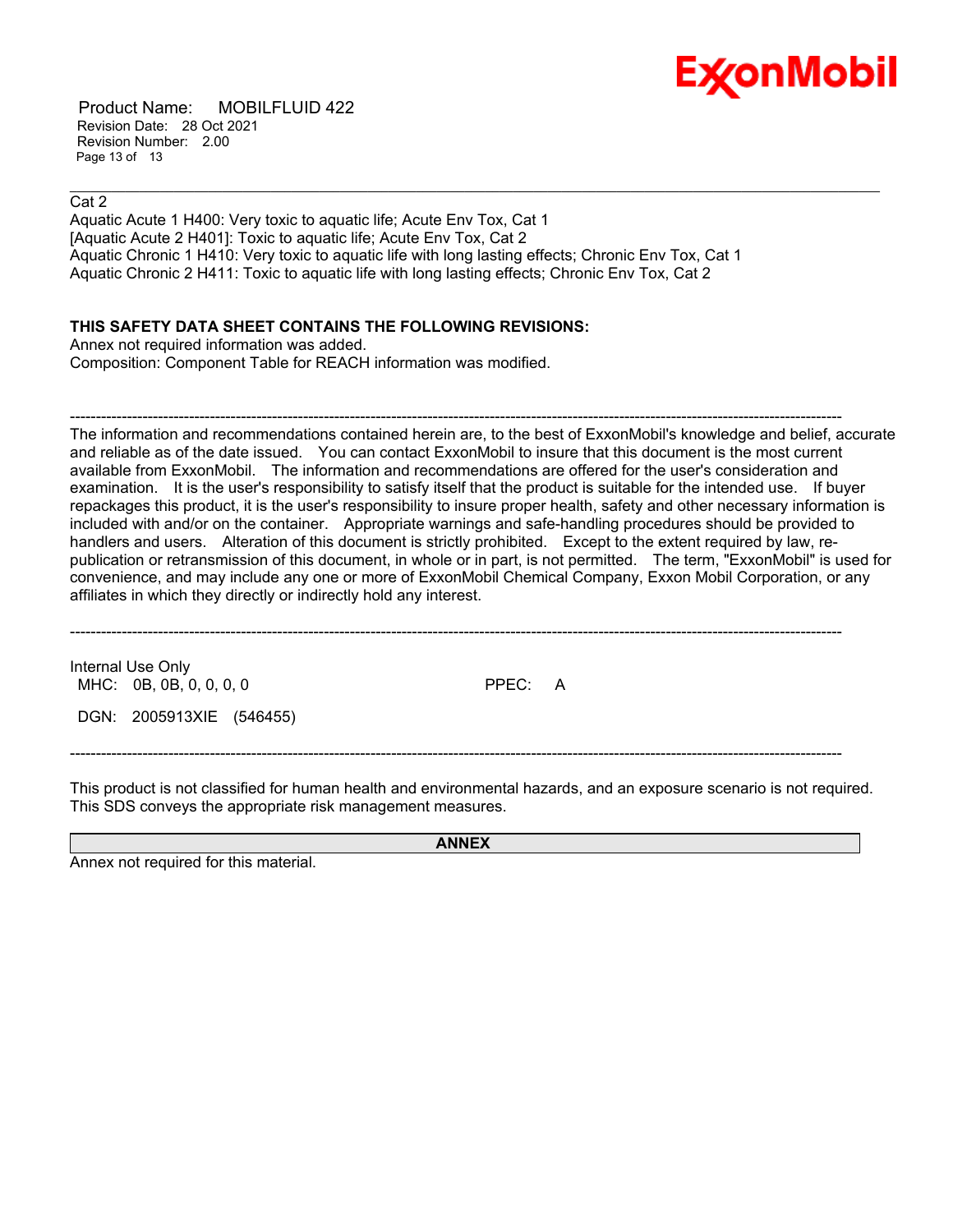Cat 2
Aquatic Acute 1 H400: Very toxic to aquatic life; Acute Env Tox, Cat 1
[Aquatic Acute 2 H401]: Toxic to aquatic life; Acute Env Tox, Cat 2
Aquatic Chronic 1 H410: Very toxic to aquatic life with long lasting effects; Chronic Env Tox, Cat 1
Aquatic Chronic 2 H411: Toxic to aquatic life with long lasting effects; Chronic Env Tox, Cat 2

**THIS SAFETY DATA SHEET CONTAINS THE FOLLOWING REVISIONS:**
Annex not required information was added.
Composition: Component Table for REACH information was modified.

-----------------------------------------------------------------------------------------------------------------------------------------------

The information and recommendations contained herein are, to the best of ExxonMobil's knowledge and belief, accurate and reliable as of the date issued. You can contact ExxonMobil to insure that this document is the most current available from ExxonMobil. The information and recommendations are offered for the user's consideration and examination. It is the user's responsibility to satisfy itself that the product is suitable for the intended use. If buyer repackages this product, it is the user's responsibility to insure proper health, safety and other necessary information is included with and/or on the container. Appropriate warnings and safe-handling procedures should be provided to handlers and users. Alteration of this document is strictly prohibited. Except to the extent required by law, re-publication or retransmission of this document, in whole or in part, is not permitted. The term, "ExxonMobil" is used for convenience, and may include any one or more of ExxonMobil Chemical Company, Exxon Mobil Corporation, or any affiliates in which they directly or indirectly hold any interest.

-----------------------------------------------------------------------------------------------------------------------------------------------

Internal Use Only
MHC: 0B, 0B, 0, 0, 0, 0 PPEC: A

DGN: 2005913XIE (546455)

-----------------------------------------------------------------------------------------------------------------------------------------------

This product is not classified for human health and environmental hazards, and an exposure scenario is not required. This SDS conveys the appropriate risk management measures.

**ANNEX**

Annex not required for this material.